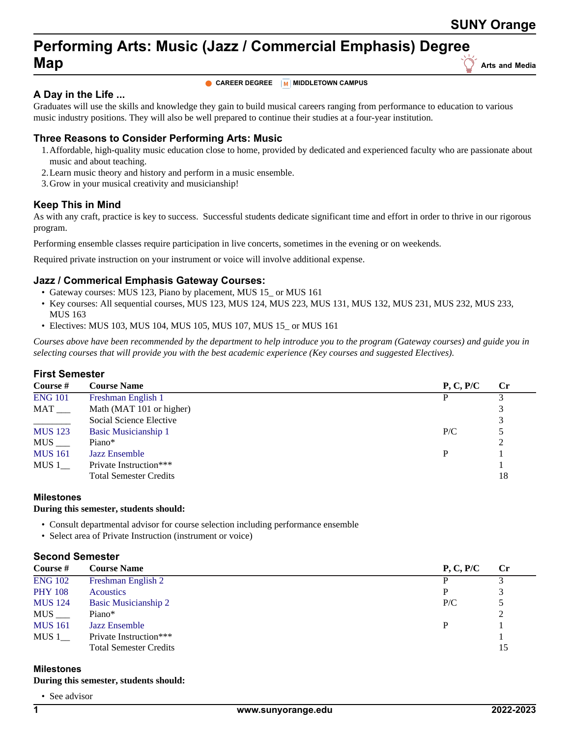# Performing Arts: Music (Jazz / Commercial Emphasis) Degree Map

Arts and Media

CAREER DEGREE | MIDDLETOWN CAMPUS

## A Day in the Life ...

Graduates will use the skills and knowledge they gain to build musical careers ranging from performance to education to various music industry positions. They will also be well prepared to continue their studies at a four-year institution.

## Three Reasons to Consider Performing Arts: Music

1. Affordable, high-quality music education close to home, provided by dedicated and experienced faculty who are passionate about music and about teaching.
2. Learn music theory and history and perform in a music ensemble.
3. Grow in your musical creativity and musicianship!

## Keep This in Mind

As with any craft, practice is key to success. Successful students dedicate significant time and effort in order to thrive in our rigorous program.

Performing ensemble classes require participation in live concerts, sometimes in the evening or on weekends.

Required private instruction on your instrument or voice will involve additional expense.

## Jazz / Commerical Emphasis Gateway Courses:

- Gateway courses: MUS 123, Piano by placement, MUS 15_ or MUS 161
- Key courses: All sequential courses, MUS 123, MUS 124, MUS 223, MUS 131, MUS 132, MUS 231, MUS 232, MUS 233, MUS 163
- Electives: MUS 103, MUS 104, MUS 105, MUS 107, MUS 15_ or MUS 161

*Courses above have been recommended by the department to help introduce you to the program (Gateway courses) and guide you in selecting courses that will provide you with the best academic experience (Key courses and suggested Electives).*

## First Semester

| Course # | Course Name | P, C, P/C | Cr |
|---|---|---|---|
| ENG 101 | Freshman English 1 | P | 3 |
| MAT ___ | Math (MAT 101 or higher) | | 3 |
| ________ | Social Science Elective | | 3 |
| MUS 123 | Basic Musicianship 1 | P/C | 5 |
| MUS ___ | Piano* | | 2 |
| MUS 161 | Jazz Ensemble | P | 1 |
| MUS 1__ | Private Instruction*** | | 1 |
| | Total Semester Credits | | 18 |

### Milestones

**During this semester, students should:**

- Consult departmental advisor for course selection including performance ensemble
- Select area of Private Instruction (instrument or voice)

## Second Semester

| Course # | Course Name | P, C, P/C | Cr |
|---|---|---|---|
| ENG 102 | Freshman English 2 | P | 3 |
| PHY 108 | Acoustics | P | 3 |
| MUS 124 | Basic Musicianship 2 | P/C | 5 |
| MUS ___ | Piano* | | 2 |
| MUS 161 | Jazz Ensemble | P | 1 |
| MUS 1__ | Private Instruction*** | | 1 |
| | Total Semester Credits | | 15 |

### Milestones

**During this semester, students should:**

- See advisor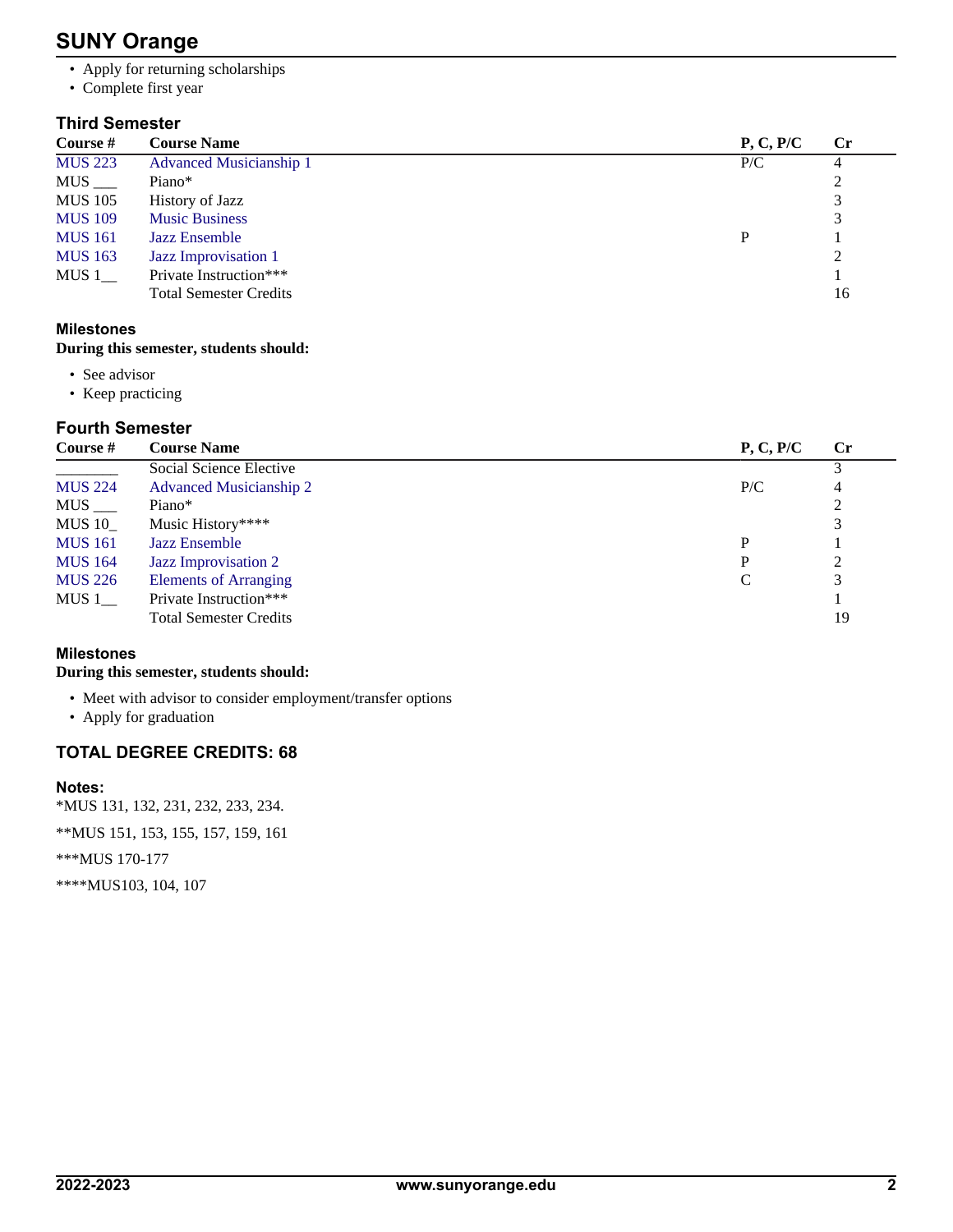- Apply for returning scholarships
- Complete first year

### Third Semester

| Course # | Course Name | P, C, P/C | Cr |
|---|---|---|---|
| MUS 223 | Advanced Musicianship 1 | P/C | 4 |
| MUS ___ | Piano* | | 2 |
| MUS 105 | History of Jazz | | 3 |
| MUS 109 | Music Business | | 3 |
| MUS 161 | Jazz Ensemble | P | 1 |
| MUS 163 | Jazz Improvisation 1 | | 2 |
| MUS 1__ | Private Instruction*** | | 1 |
| | Total Semester Credits | | 16 |

#### Milestones

**During this semester, students should:**

- See advisor
- Keep practicing

### Fourth Semester

| Course # | Course Name | P, C, P/C | Cr |
|---|---|---|---|
| ________ | Social Science Elective | | 3 |
| MUS 224 | Advanced Musicianship 2 | P/C | 4 |
| MUS ___ | Piano* | | 2 |
| MUS 10_ | Music History**** | | 3 |
| MUS 161 | Jazz Ensemble | P | 1 |
| MUS 164 | Jazz Improvisation 2 | P | 2 |
| MUS 226 | Elements of Arranging | C | 3 |
| MUS 1__ | Private Instruction*** | | 1 |
| | Total Semester Credits | | 19 |

#### Milestones

**During this semester, students should:**

- Meet with advisor to consider employment/transfer options
- Apply for graduation

### TOTAL DEGREE CREDITS: 68

#### Notes:

*MUS 131, 132, 231, 232, 233, 234.

**MUS 151, 153, 155, 157, 159, 161

***MUS 170-177

****MUS103, 104, 107